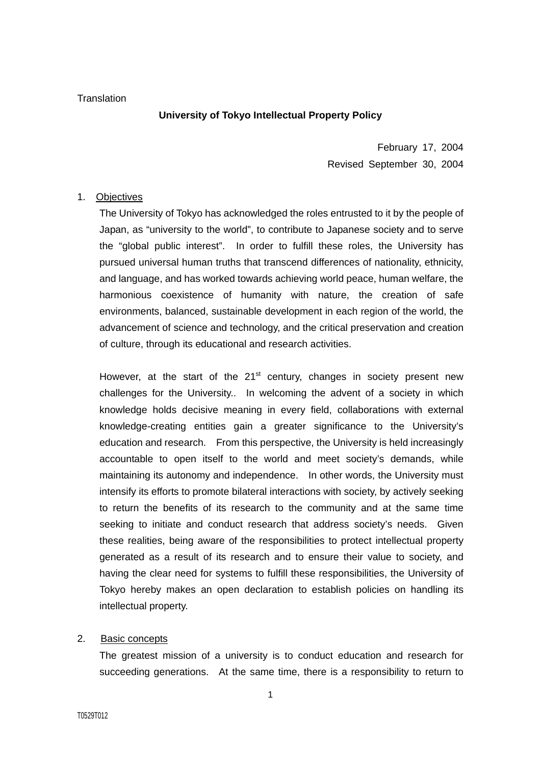Translation

# University of Tokyo Intellectual Property Policy

February 17, 2004

Revised September 30, 2004

1. Objectives

The University of Tokyo has acknowledged the roles entrusted to it by the people of Japan, as "university to the world", to contribute to Japanese society and to serve the "global public interest". In order to fulfill these roles, the University has pursued universal human truths that transcend differences of nationality, ethnicity, and language, and has worked towards achieving world peace, human welfare, the harmonious coexistence of humanity with nature, the creation of safe environments, balanced, sustainable development in each region of the world, the advancement of science and technology, and the critical preservation and creation of culture, through its educational and research activities.

However, at the start of the 21st century, changes in society present new challenges for the University.. In welcoming the advent of a society in which knowledge holds decisive meaning in every field, collaborations with external knowledge-creating entities gain a greater significance to the University's education and research. From this perspective, the University is held increasingly accountable to open itself to the world and meet society's demands, while maintaining its autonomy and independence. In other words, the University must intensify its efforts to promote bilateral interactions with society, by actively seeking to return the benefits of its research to the community and at the same time seeking to initiate and conduct research that address society's needs. Given these realities, being aware of the responsibilities to protect intellectual property generated as a result of its research and to ensure their value to society, and having the clear need for systems to fulfill these responsibilities, the University of Tokyo hereby makes an open declaration to establish policies on handling its intellectual property.

2. Basic concepts

The greatest mission of a university is to conduct education and research for succeeding generations. At the same time, there is a responsibility to return to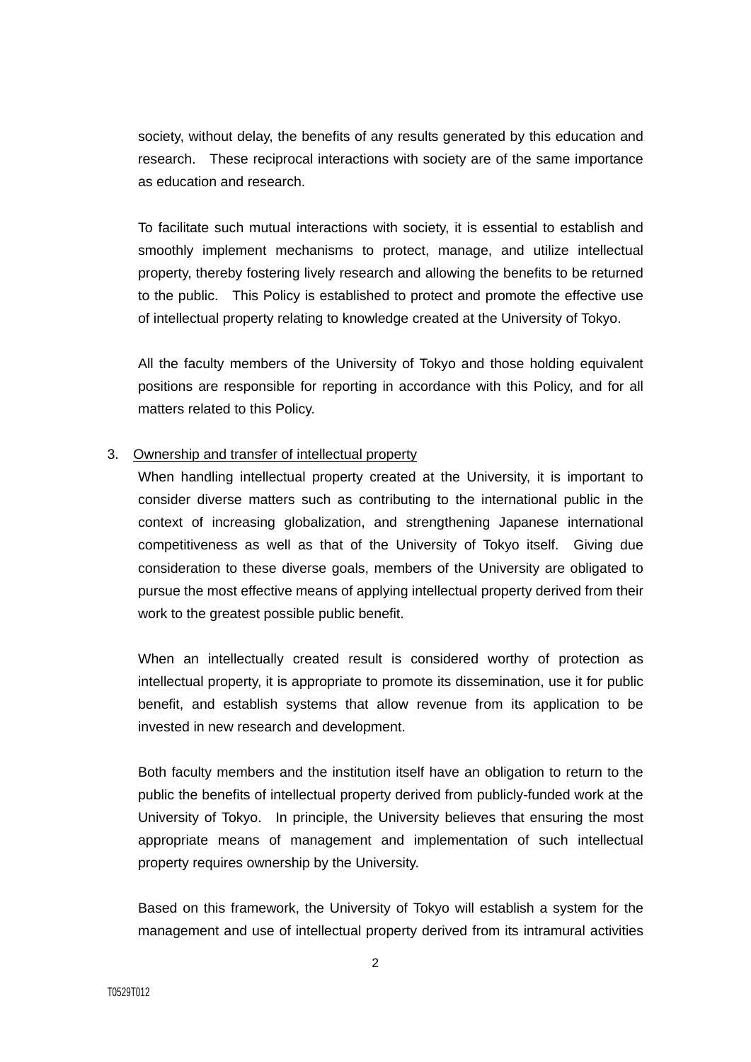society, without delay, the benefits of any results generated by this education and research. These reciprocal interactions with society are of the same importance as education and research.

To facilitate such mutual interactions with society, it is essential to establish and smoothly implement mechanisms to protect, manage, and utilize intellectual property, thereby fostering lively research and allowing the benefits to be returned to the public. This Policy is established to protect and promote the effective use of intellectual property relating to knowledge created at the University of Tokyo.

All the faculty members of the University of Tokyo and those holding equivalent positions are responsible for reporting in accordance with this Policy, and for all matters related to this Policy.

3. Ownership and transfer of intellectual property

When handling intellectual property created at the University, it is important to consider diverse matters such as contributing to the international public in the context of increasing globalization, and strengthening Japanese international competitiveness as well as that of the University of Tokyo itself. Giving due consideration to these diverse goals, members of the University are obligated to pursue the most effective means of applying intellectual property derived from their work to the greatest possible public benefit.

When an intellectually created result is considered worthy of protection as intellectual property, it is appropriate to promote its dissemination, use it for public benefit, and establish systems that allow revenue from its application to be invested in new research and development.

Both faculty members and the institution itself have an obligation to return to the public the benefits of intellectual property derived from publicly-funded work at the University of Tokyo. In principle, the University believes that ensuring the most appropriate means of management and implementation of such intellectual property requires ownership by the University.

Based on this framework, the University of Tokyo will establish a system for the management and use of intellectual property derived from its intramural activities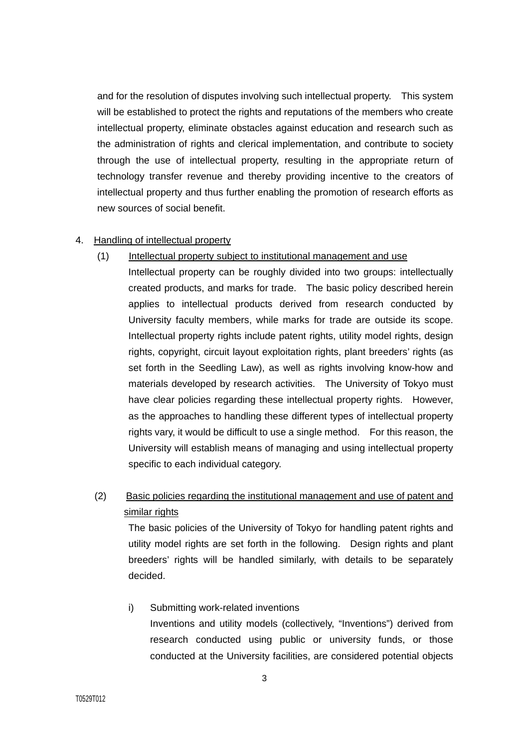and for the resolution of disputes involving such intellectual property. This system will be established to protect the rights and reputations of the members who create intellectual property, eliminate obstacles against education and research such as the administration of rights and clerical implementation, and contribute to society through the use of intellectual property, resulting in the appropriate return of technology transfer revenue and thereby providing incentive to the creators of intellectual property and thus further enabling the promotion of research efforts as new sources of social benefit.

4. <u>Handling of intellectual property</u>

(1) <u>Intellectual property subject to institutional management and use</u>

Intellectual property can be roughly divided into two groups: intellectually created products, and marks for trade. The basic policy described herein applies to intellectual products derived from research conducted by University faculty members, while marks for trade are outside its scope. Intellectual property rights include patent rights, utility model rights, design rights, copyright, circuit layout exploitation rights, plant breeders' rights (as set forth in the Seedling Law), as well as rights involving know-how and materials developed by research activities. The University of Tokyo must have clear policies regarding these intellectual property rights. However, as the approaches to handling these different types of intellectual property rights vary, it would be difficult to use a single method. For this reason, the University will establish means of managing and using intellectual property specific to each individual category.

(2) <u>Basic policies regarding the institutional management and use of patent and similar rights</u>

The basic policies of the University of Tokyo for handling patent rights and utility model rights are set forth in the following. Design rights and plant breeders' rights will be handled similarly, with details to be separately decided.

i) Submitting work-related inventions

Inventions and utility models (collectively, "Inventions") derived from research conducted using public or university funds, or those conducted at the University facilities, are considered potential objects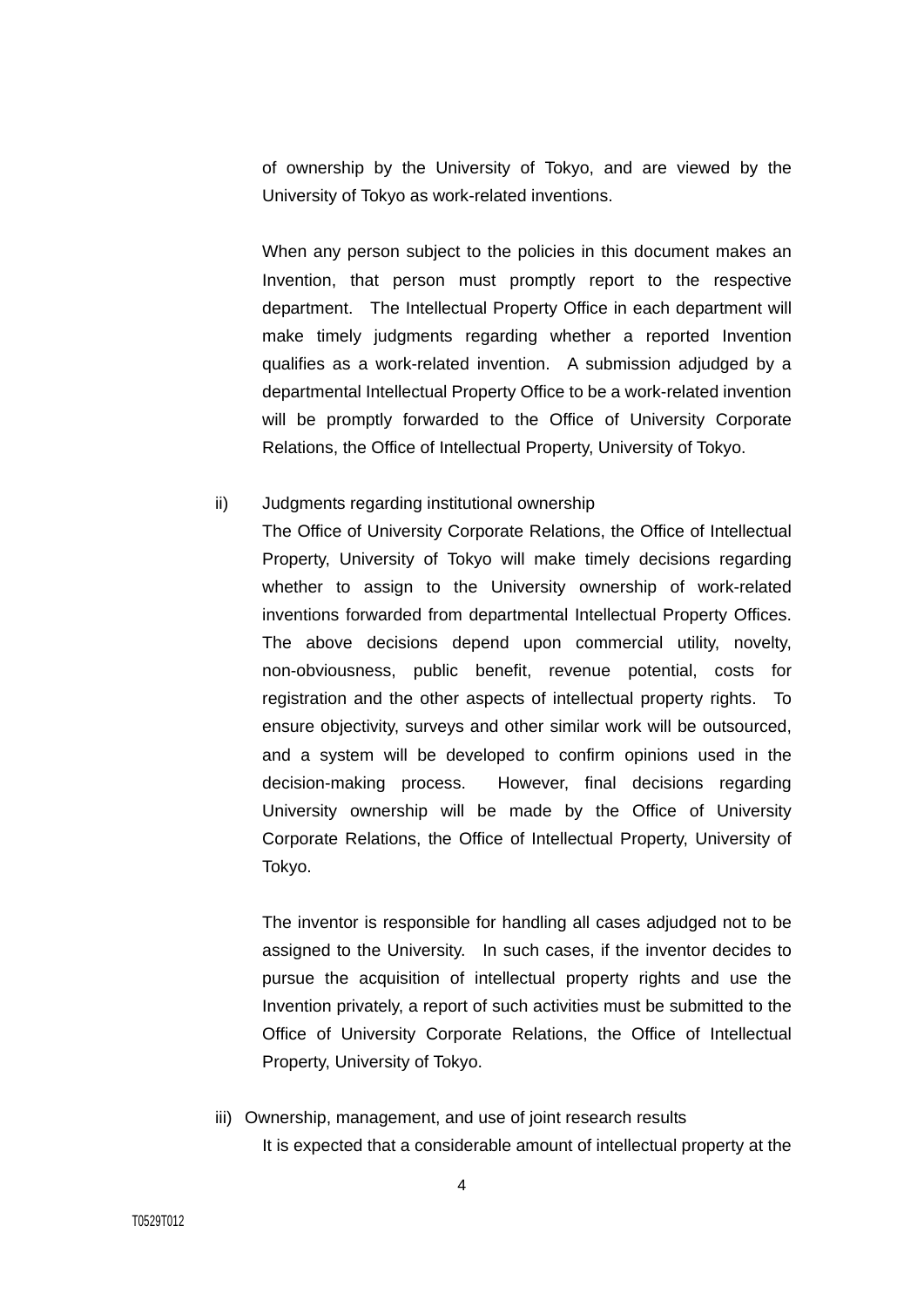of ownership by the University of Tokyo, and are viewed by the University of Tokyo as work-related inventions.

When any person subject to the policies in this document makes an Invention, that person must promptly report to the respective department. The Intellectual Property Office in each department will make timely judgments regarding whether a reported Invention qualifies as a work-related invention. A submission adjudged by a departmental Intellectual Property Office to be a work-related invention will be promptly forwarded to the Office of University Corporate Relations, the Office of Intellectual Property, University of Tokyo.

ii) Judgments regarding institutional ownership

The Office of University Corporate Relations, the Office of Intellectual Property, University of Tokyo will make timely decisions regarding whether to assign to the University ownership of work-related inventions forwarded from departmental Intellectual Property Offices. The above decisions depend upon commercial utility, novelty, non-obviousness, public benefit, revenue potential, costs for registration and the other aspects of intellectual property rights. To ensure objectivity, surveys and other similar work will be outsourced, and a system will be developed to confirm opinions used in the decision-making process. However, final decisions regarding University ownership will be made by the Office of University Corporate Relations, the Office of Intellectual Property, University of Tokyo.

The inventor is responsible for handling all cases adjudged not to be assigned to the University. In such cases, if the inventor decides to pursue the acquisition of intellectual property rights and use the Invention privately, a report of such activities must be submitted to the Office of University Corporate Relations, the Office of Intellectual Property, University of Tokyo.

iii) Ownership, management, and use of joint research results

It is expected that a considerable amount of intellectual property at the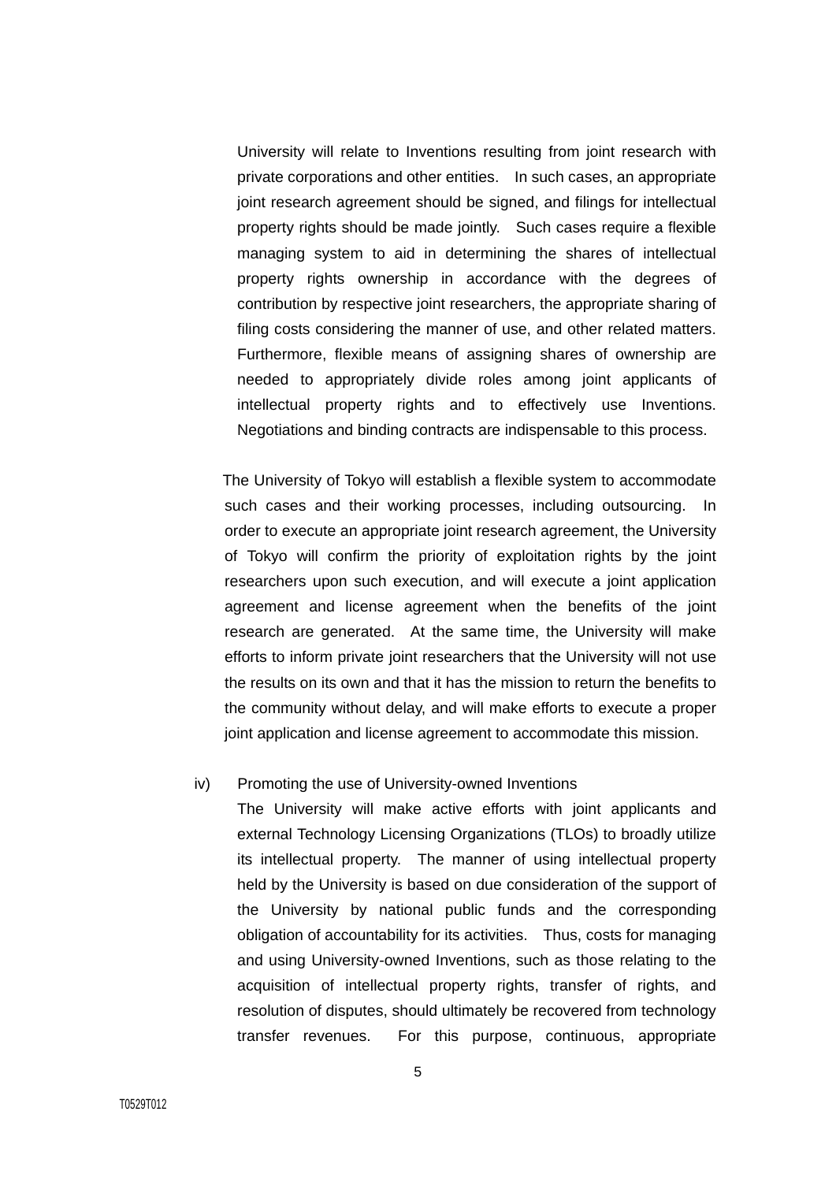University will relate to Inventions resulting from joint research with private corporations and other entities. In such cases, an appropriate joint research agreement should be signed, and filings for intellectual property rights should be made jointly. Such cases require a flexible managing system to aid in determining the shares of intellectual property rights ownership in accordance with the degrees of contribution by respective joint researchers, the appropriate sharing of filing costs considering the manner of use, and other related matters. Furthermore, flexible means of assigning shares of ownership are needed to appropriately divide roles among joint applicants of intellectual property rights and to effectively use Inventions. Negotiations and binding contracts are indispensable to this process.

The University of Tokyo will establish a flexible system to accommodate such cases and their working processes, including outsourcing. In order to execute an appropriate joint research agreement, the University of Tokyo will confirm the priority of exploitation rights by the joint researchers upon such execution, and will execute a joint application agreement and license agreement when the benefits of the joint research are generated. At the same time, the University will make efforts to inform private joint researchers that the University will not use the results on its own and that it has the mission to return the benefits to the community without delay, and will make efforts to execute a proper joint application and license agreement to accommodate this mission.

iv) Promoting the use of University-owned Inventions

The University will make active efforts with joint applicants and external Technology Licensing Organizations (TLOs) to broadly utilize its intellectual property. The manner of using intellectual property held by the University is based on due consideration of the support of the University by national public funds and the corresponding obligation of accountability for its activities. Thus, costs for managing and using University-owned Inventions, such as those relating to the acquisition of intellectual property rights, transfer of rights, and resolution of disputes, should ultimately be recovered from technology transfer revenues. For this purpose, continuous, appropriate

T0529T012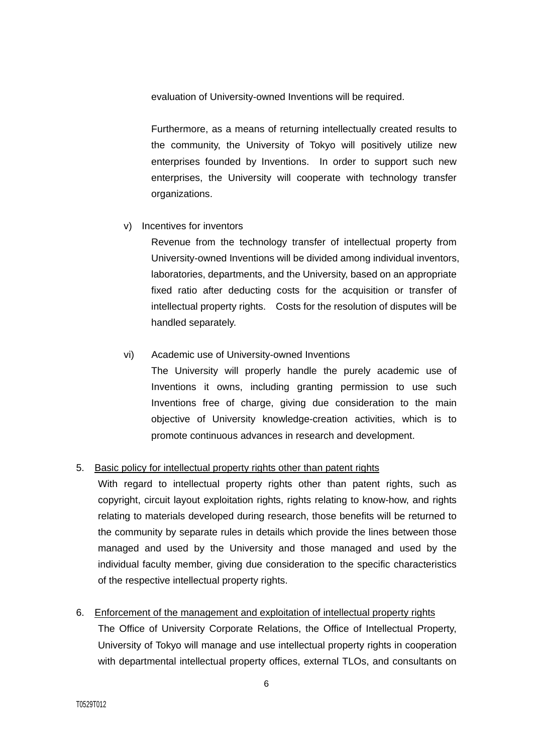evaluation of University-owned Inventions will be required.

Furthermore, as a means of returning intellectually created results to the community, the University of Tokyo will positively utilize new enterprises founded by Inventions. In order to support such new enterprises, the University will cooperate with technology transfer organizations.

v) Incentives for inventors

Revenue from the technology transfer of intellectual property from University-owned Inventions will be divided among individual inventors, laboratories, departments, and the University, based on an appropriate fixed ratio after deducting costs for the acquisition or transfer of intellectual property rights. Costs for the resolution of disputes will be handled separately.

vi) Academic use of University-owned Inventions

The University will properly handle the purely academic use of Inventions it owns, including granting permission to use such Inventions free of charge, giving due consideration to the main objective of University knowledge-creation activities, which is to promote continuous advances in research and development.

5. <u>Basic policy for intellectual property rights other than patent rights</u>

With regard to intellectual property rights other than patent rights, such as copyright, circuit layout exploitation rights, rights relating to know-how, and rights relating to materials developed during research, those benefits will be returned to the community by separate rules in details which provide the lines between those managed and used by the University and those managed and used by the individual faculty member, giving due consideration to the specific characteristics of the respective intellectual property rights.

6. <u>Enforcement of the management and exploitation of intellectual property rights</u>

The Office of University Corporate Relations, the Office of Intellectual Property, University of Tokyo will manage and use intellectual property rights in cooperation with departmental intellectual property offices, external TLOs, and consultants on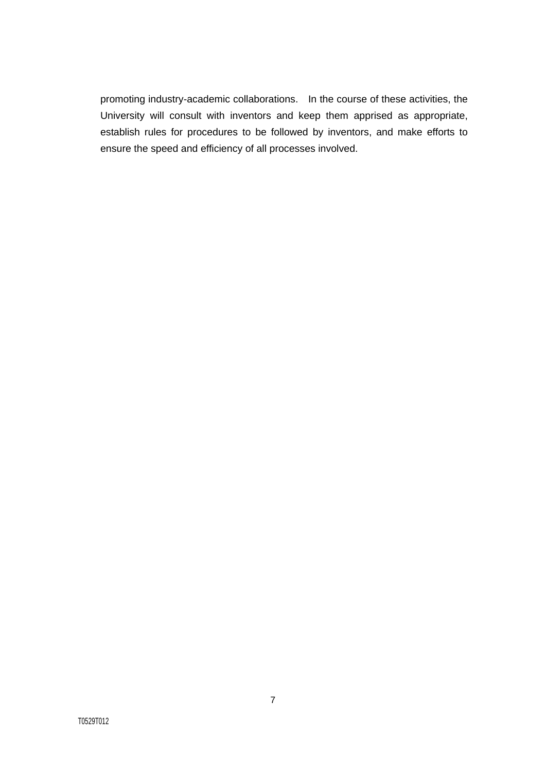promoting industry-academic collaborations. In the course of these activities, the University will consult with inventors and keep them apprised as appropriate, establish rules for procedures to be followed by inventors, and make efforts to ensure the speed and efficiency of all processes involved.